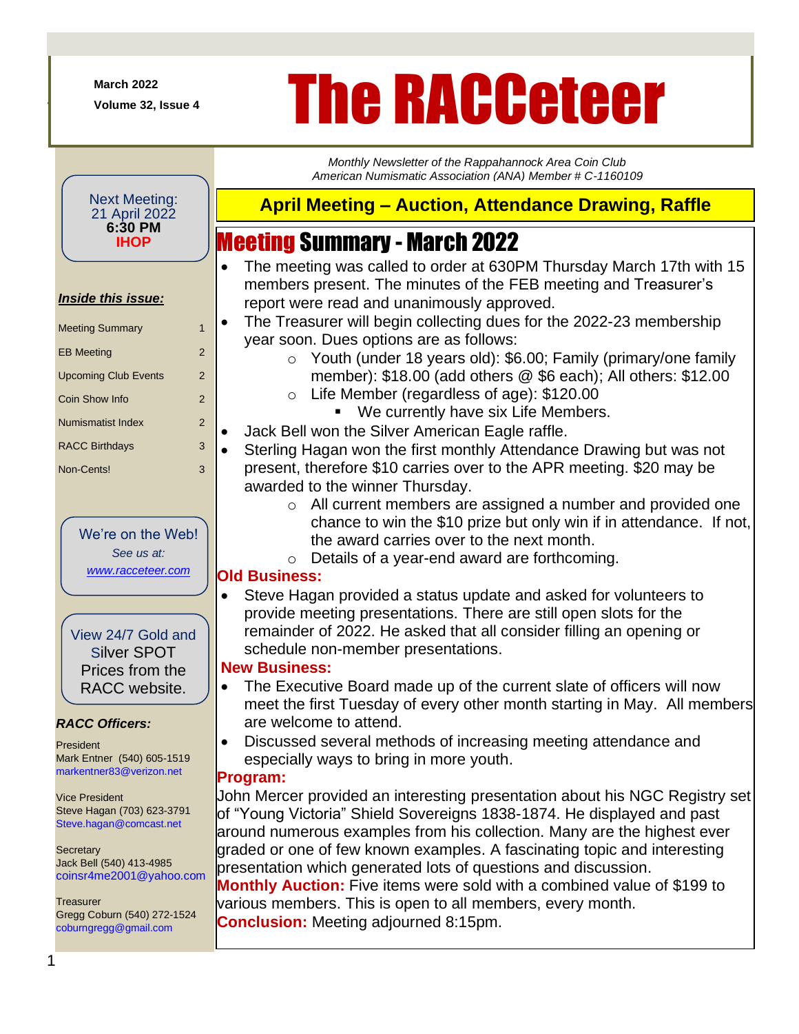March 2022

Volume 32, Issue 4

# The RACCeteer

*Monthly Newsletter of the Rappahannock Area Coin Club*
*American Numismatic Association (ANA) Member # C-1160109*

Next Meeting:
21 April 2022
**6:30 PM**
**IHOP**

***Inside this issue:***

| | |
|---|---|
| Meeting Summary | 1 |
| EB Meeting | 2 |
| Upcoming Club Events | 2 |
| Coin Show Info | 2 |
| Numismatist Index | 2 |
| RACC Birthdays | 3 |
| Non-Cents! | 3 |

We're on the Web!
*See us at:*
www.racceteer.com

View 24/7 Gold and Silver SPOT Prices from the RACC website.

***RACC Officers:***

President
Mark Entner (540) 605-1519
markentner83@verizon.net

Vice President
Steve Hagan (703) 623-3791
Steve.hagan@comcast.net

Secretary
Jack Bell (540) 413-4985
coinsr4me2001@yahoo.com

Treasurer
Gregg Coburn (540) 272-1524
coburngregg@gmail.com

## April Meeting – Auction, Attendance Drawing, Raffle

## Meeting Summary - March 2022

- The meeting was called to order at 630PM Thursday March 17th with 15 members present. The minutes of the FEB meeting and Treasurer's report were read and unanimously approved.
- The Treasurer will begin collecting dues for the 2022-23 membership year soon. Dues options are as follows:
  - Youth (under 18 years old): $6.00; Family (primary/one family member): $18.00 (add others @ $6 each); All others: $12.00
  - Life Member (regardless of age): $120.00
    - We currently have six Life Members.
- Jack Bell won the Silver American Eagle raffle.
- Sterling Hagan won the first monthly Attendance Drawing but was not present, therefore $10 carries over to the APR meeting. $20 may be awarded to the winner Thursday.
  - All current members are assigned a number and provided one chance to win the $10 prize but only win if in attendance. If not, the award carries over to the next month.
  - Details of a year-end award are forthcoming.

**Old Business:**

- Steve Hagan provided a status update and asked for volunteers to provide meeting presentations. There are still open slots for the remainder of 2022. He asked that all consider filling an opening or schedule non-member presentations.

**New Business:**

- The Executive Board made up of the current slate of officers will now meet the first Tuesday of every other month starting in May. All members are welcome to attend.
- Discussed several methods of increasing meeting attendance and especially ways to bring in more youth.

**Program:**

John Mercer provided an interesting presentation about his NGC Registry set of "Young Victoria" Shield Sovereigns 1838-1874. He displayed and past around numerous examples from his collection. Many are the highest ever graded or one of few known examples. A fascinating topic and interesting presentation which generated lots of questions and discussion.

**Monthly Auction:** Five items were sold with a combined value of $199 to various members. This is open to all members, every month.

**Conclusion:** Meeting adjourned 8:15pm.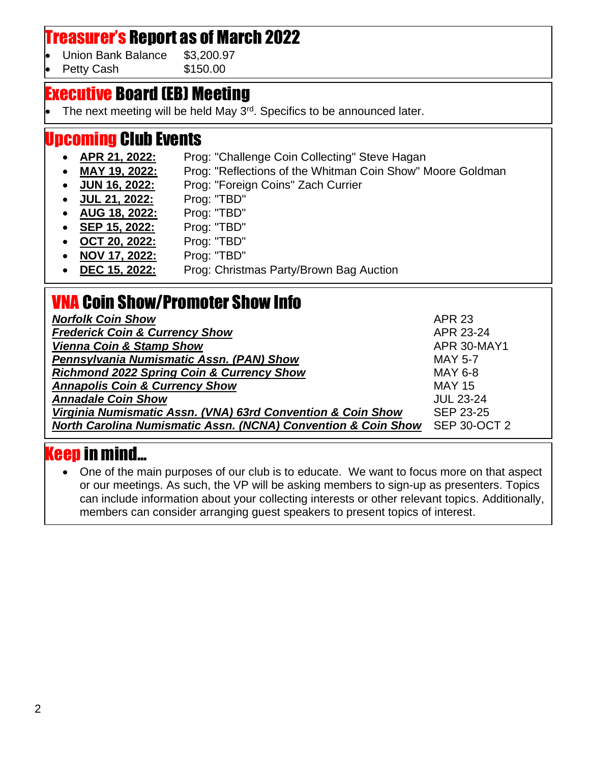## Treasurer's Report as of March 2022

- Union Bank Balance $3,200.97
- Petty Cash $150.00

## Executive Board (EB) Meeting

- The next meeting will be held May 3rd. Specifics to be announced later.

## Upcoming Club Events

- **APR 21, 2022:** Prog: "Challenge Coin Collecting" Steve Hagan
- **MAY 19, 2022:** Prog: "Reflections of the Whitman Coin Show" Moore Goldman
- **JUN 16, 2022:** Prog: "Foreign Coins" Zach Currier
- **JUL 21, 2022:** Prog: "TBD"
- **AUG 18, 2022:** Prog: "TBD"
- **SEP 15, 2022:** Prog: "TBD"
- **OCT 20, 2022:** Prog: "TBD"
- **NOV 17, 2022:** Prog: "TBD"
- **DEC 15, 2022:** Prog: Christmas Party/Brown Bag Auction

## VNA Coin Show/Promoter Show Info

| | |
|---|---|
| ***Norfolk Coin Show*** | APR 23 |
| ***Frederick Coin & Currency Show*** | APR 23-24 |
| ***Vienna Coin & Stamp Show*** | APR 30-MAY1 |
| ***Pennsylvania Numismatic Assn. (PAN) Show*** | MAY 5-7 |
| ***Richmond 2022 Spring Coin & Currency Show*** | MAY 6-8 |
| ***Annapolis Coin & Currency Show*** | MAY 15 |
| ***Annadale Coin Show*** | JUL 23-24 |
| ***Virginia Numismatic Assn. (VNA) 63rd Convention & Coin Show*** | SEP 23-25 |
| ***North Carolina Numismatic Assn. (NCNA) Convention & Coin Show*** | SEP 30-OCT 2 |

## Keep in mind...

- One of the main purposes of our club is to educate. We want to focus more on that aspect or our meetings. As such, the VP will be asking members to sign-up as presenters. Topics can include information about your collecting interests or other relevant topics. Additionally, members can consider arranging guest speakers to present topics of interest.